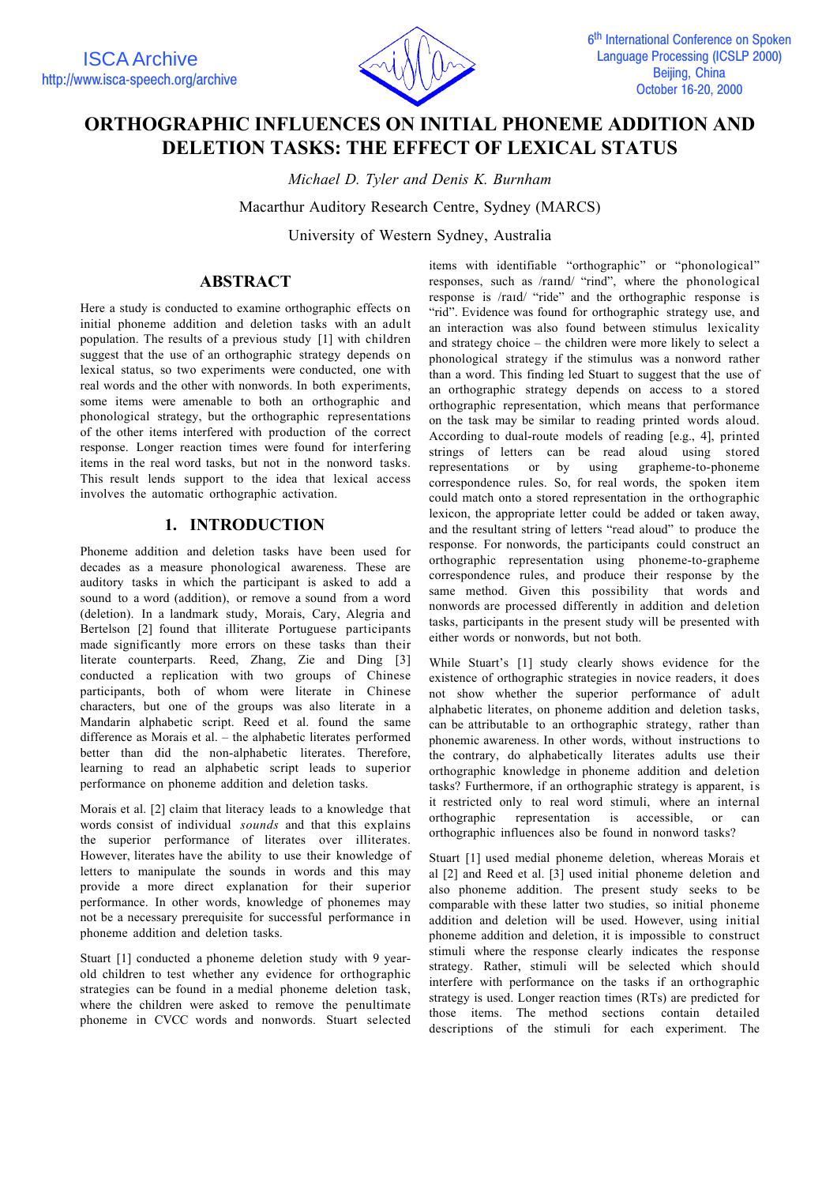# ORTHOGRAPHIC INFLUENCES ON INITIAL PHONEME ADDITION AND DELETION TASKS: THE EFFECT OF LEXICAL STATUS

*Michael D. Tyler and Denis K. Burnham*

Macarthur Auditory Research Centre, Sydney (MARCS)

University of Western Sydney, Australia

## ABSTRACT

Here a study is conducted to examine orthographic effects on initial phoneme addition and deletion tasks with an adult population. The results of a previous study [1] with children suggest that the use of an orthographic strategy depends on lexical status, so two experiments were conducted, one with real words and the other with nonwords. In both experiments, some items were amenable to both an orthographic and phonological strategy, but the orthographic representations of the other items interfered with production of the correct response. Longer reaction times were found for interfering items in the real word tasks, but not in the nonword tasks. This result lends support to the idea that lexical access involves the automatic orthographic activation.

## 1. INTRODUCTION

Phoneme addition and deletion tasks have been used for decades as a measure phonological awareness. These are auditory tasks in which the participant is asked to add a sound to a word (addition), or remove a sound from a word (deletion). In a landmark study, Morais, Cary, Alegria and Bertelson [2] found that illiterate Portuguese participants made significantly more errors on these tasks than their literate counterparts. Reed, Zhang, Zie and Ding [3] conducted a replication with two groups of Chinese participants, both of whom were literate in Chinese characters, but one of the groups was also literate in a Mandarin alphabetic script. Reed et al. found the same difference as Morais et al. – the alphabetic literates performed better than did the non-alphabetic literates. Therefore, learning to read an alphabetic script leads to superior performance on phoneme addition and deletion tasks.

Morais et al. [2] claim that literacy leads to a knowledge that words consist of individual *sounds* and that this explains the superior performance of literates over illiterates. However, literates have the ability to use their knowledge of letters to manipulate the sounds in words and this may provide a more direct explanation for their superior performance. In other words, knowledge of phonemes may not be a necessary prerequisite for successful performance in phoneme addition and deletion tasks.

Stuart [1] conducted a phoneme deletion study with 9 year-old children to test whether any evidence for orthographic strategies can be found in a medial phoneme deletion task, where the children were asked to remove the penultimate phoneme in CVCC words and nonwords. Stuart selected items with identifiable "orthographic" or "phonological" responses, such as /raɪnd/ "rind", where the phonological response is /raɪd/ "ride" and the orthographic response is "rid". Evidence was found for orthographic strategy use, and an interaction was also found between stimulus lexicality and strategy choice – the children were more likely to select a phonological strategy if the stimulus was a nonword rather than a word. This finding led Stuart to suggest that the use of an orthographic strategy depends on access to a stored orthographic representation, which means that performance on the task may be similar to reading printed words aloud. According to dual-route models of reading [e.g., 4], printed strings of letters can be read aloud using stored representations or by using grapheme-to-phoneme correspondence rules. So, for real words, the spoken item could match onto a stored representation in the orthographic lexicon, the appropriate letter could be added or taken away, and the resultant string of letters "read aloud" to produce the response. For nonwords, the participants could construct an orthographic representation using phoneme-to-grapheme correspondence rules, and produce their response by the same method. Given this possibility that words and nonwords are processed differently in addition and deletion tasks, participants in the present study will be presented with either words or nonwords, but not both.

While Stuart's [1] study clearly shows evidence for the existence of orthographic strategies in novice readers, it does not show whether the superior performance of adult alphabetic literates, on phoneme addition and deletion tasks, can be attributable to an orthographic strategy, rather than phonemic awareness. In other words, without instructions to the contrary, do alphabetically literates adults use their orthographic knowledge in phoneme addition and deletion tasks? Furthermore, if an orthographic strategy is apparent, is it restricted only to real word stimuli, where an internal orthographic representation is accessible, or can orthographic influences also be found in nonword tasks?

Stuart [1] used medial phoneme deletion, whereas Morais et al [2] and Reed et al. [3] used initial phoneme deletion and also phoneme addition. The present study seeks to be comparable with these latter two studies, so initial phoneme addition and deletion will be used. However, using initial phoneme addition and deletion, it is impossible to construct stimuli where the response clearly indicates the response strategy. Rather, stimuli will be selected which should interfere with performance on the tasks if an orthographic strategy is used. Longer reaction times (RTs) are predicted for those items. The method sections contain detailed descriptions of the stimuli for each experiment. The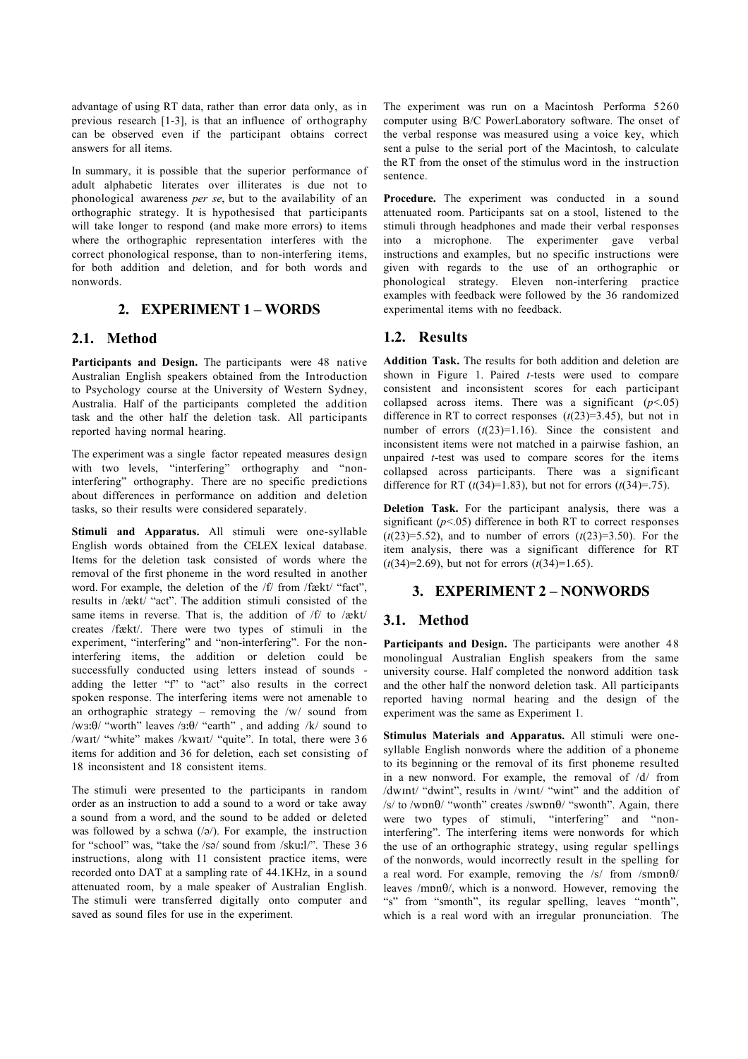advantage of using RT data, rather than error data only, as in previous research [1-3], is that an influence of orthography can be observed even if the participant obtains correct answers for all items.

In summary, it is possible that the superior performance of adult alphabetic literates over illiterates is due not to phonological awareness *per se*, but to the availability of an orthographic strategy. It is hypothesised that participants will take longer to respond (and make more errors) to items where the orthographic representation interferes with the correct phonological response, than to non-interfering items, for both addition and deletion, and for both words and nonwords.

## 2. EXPERIMENT 1 – WORDS

### 2.1. Method

**Participants and Design.** The participants were 48 native Australian English speakers obtained from the Introduction to Psychology course at the University of Western Sydney, Australia. Half of the participants completed the addition task and the other half the deletion task. All participants reported having normal hearing.

The experiment was a single factor repeated measures design with two levels, "interfering" orthography and "non-interfering" orthography. There are no specific predictions about differences in performance on addition and deletion tasks, so their results were considered separately.

**Stimuli and Apparatus.** All stimuli were one-syllable English words obtained from the CELEX lexical database. Items for the deletion task consisted of words where the removal of the first phoneme in the word resulted in another word. For example, the deletion of the /f/ from /fækt/ "fact", results in /ækt/ "act". The addition stimuli consisted of the same items in reverse. That is, the addition of /f/ to /ækt/ creates /fækt/. There were two types of stimuli in the experiment, "interfering" and "non-interfering". For the non-interfering items, the addition or deletion could be successfully conducted using letters instead of sounds - adding the letter "f" to "act" also results in the correct spoken response. The interfering items were not amenable to an orthographic strategy – removing the /w/ sound from /wɜːθ/ "worth" leaves /ɜːθ/ "earth" , and adding /k/ sound to /waɪt/ "white" makes /kwaɪt/ "quite". In total, there were 36 items for addition and 36 for deletion, each set consisting of 18 inconsistent and 18 consistent items.

The stimuli were presented to the participants in random order as an instruction to add a sound to a word or take away a sound from a word, and the sound to be added or deleted was followed by a schwa (/ə/). For example, the instruction for "school" was, "take the /sə/ sound from /skuːl/". These 36 instructions, along with 11 consistent practice items, were recorded onto DAT at a sampling rate of 44.1KHz, in a sound attenuated room, by a male speaker of Australian English. The stimuli were transferred digitally onto computer and saved as sound files for use in the experiment.

The experiment was run on a Macintosh Performa 5260 computer using B/C PowerLaboratory software. The onset of the verbal response was measured using a voice key, which sent a pulse to the serial port of the Macintosh, to calculate the RT from the onset of the stimulus word in the instruction sentence.

**Procedure.** The experiment was conducted in a sound attenuated room. Participants sat on a stool, listened to the stimuli through headphones and made their verbal responses into a microphone. The experimenter gave verbal instructions and examples, but no specific instructions were given with regards to the use of an orthographic or phonological strategy. Eleven non-interfering practice examples with feedback were followed by the 36 randomized experimental items with no feedback.

### 1.2. Results

**Addition Task.** The results for both addition and deletion are shown in Figure 1. Paired *t*-tests were used to compare consistent and inconsistent scores for each participant collapsed across items. There was a significant ($p<.05$) difference in RT to correct responses ($t(23)=3.45$), but not in number of errors ($t(23)=1.16$). Since the consistent and inconsistent items were not matched in a pairwise fashion, an unpaired *t*-test was used to compare scores for the items collapsed across participants. There was a significant difference for RT ($t(34)=1.83$), but not for errors ($t(34)=.75$).

**Deletion Task.** For the participant analysis, there was a significant ($p<.05$) difference in both RT to correct responses ($t(23)=5.52$), and to number of errors ($t(23)=3.50$). For the item analysis, there was a significant difference for RT ($t(34)=2.69$), but not for errors ($t(34)=1.65$).

## 3. EXPERIMENT 2 – NONWORDS

### 3.1. Method

**Participants and Design.** The participants were another 48 monolingual Australian English speakers from the same university course. Half completed the nonword addition task and the other half the nonword deletion task. All participants reported having normal hearing and the design of the experiment was the same as Experiment 1.

**Stimulus Materials and Apparatus.** All stimuli were one-syllable English nonwords where the addition of a phoneme to its beginning or the removal of its first phoneme resulted in a new nonword. For example, the removal of /d/ from /dwɪnt/ "dwint", results in /wɪnt/ "wint" and the addition of /s/ to /wɒnθ/ "wonth" creates /swɒnθ/ "swonth". Again, there were two types of stimuli, "interfering" and "non-interfering". The interfering items were nonwords for which the use of an orthographic strategy, using regular spellings of the nonwords, would incorrectly result in the spelling for a real word. For example, removing the /s/ from /smɒnθ/ leaves /mɒnθ/, which is a nonword. However, removing the "s" from "smonth", its regular spelling, leaves "month", which is a real word with an irregular pronunciation. The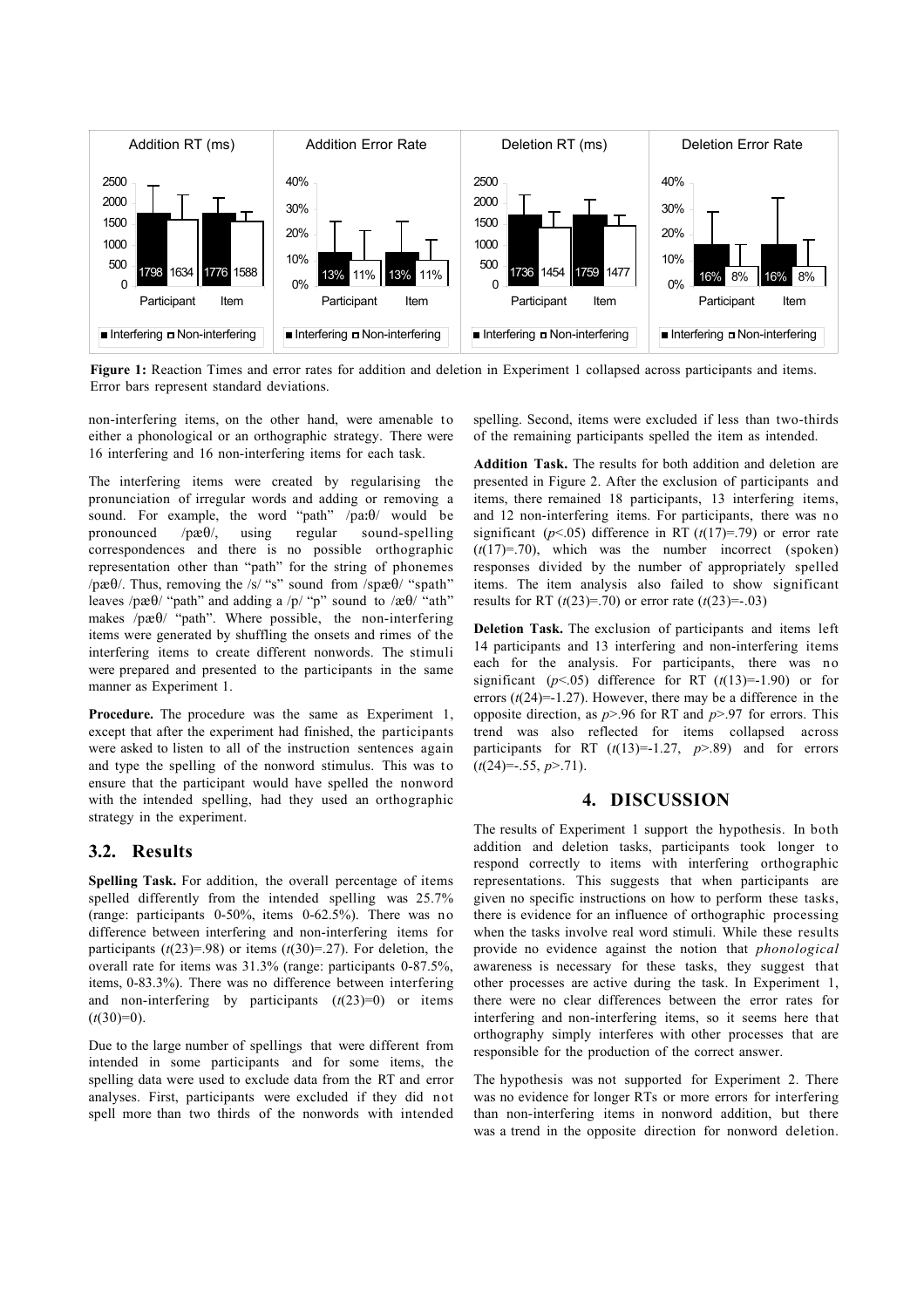**Figure 1:** Reaction Times and error rates for addition and deletion in Experiment 1 collapsed across participants and items. Error bars represent standard deviations.

non-interfering items, on the other hand, were amenable to either a phonological or an orthographic strategy. There were 16 interfering and 16 non-interfering items for each task.

The interfering items were created by regularising the pronunciation of irregular words and adding or removing a sound. For example, the word "path" /pa:θ/ would be pronounced /pæθ/, using regular sound-spelling correspondences and there is no possible orthographic representation other than "path" for the string of phonemes /pæθ/. Thus, removing the /s/ "s" sound from /spæθ/ "spath" leaves /pæθ/ "path" and adding a /p/ "p" sound to /æθ/ "ath" makes /pæθ/ "path". Where possible, the non-interfering items were generated by shuffling the onsets and rimes of the interfering items to create different nonwords. The stimuli were prepared and presented to the participants in the same manner as Experiment 1.

**Procedure.** The procedure was the same as Experiment 1, except that after the experiment had finished, the participants were asked to listen to all of the instruction sentences again and type the spelling of the nonword stimulus. This was to ensure that the participant would have spelled the nonword with the intended spelling, had they used an orthographic strategy in the experiment.

## 3.2. Results

**Spelling Task.** For addition, the overall percentage of items spelled differently from the intended spelling was 25.7% (range: participants 0-50%, items 0-62.5%). There was no difference between interfering and non-interfering items for participants ($t(23)$=.98) or items ($t(30)$=.27). For deletion, the overall rate for items was 31.3% (range: participants 0-87.5%, items, 0-83.3%). There was no difference between interfering and non-interfering by participants ($t(23)$=0) or items ($t(30)$=0).

Due to the large number of spellings that were different from intended in some participants and for some items, the spelling data were used to exclude data from the RT and error analyses. First, participants were excluded if they did not spell more than two thirds of the nonwords with intended spelling. Second, items were excluded if less than two-thirds of the remaining participants spelled the item as intended.

**Addition Task.** The results for both addition and deletion are presented in Figure 2. After the exclusion of participants and items, there remained 18 participants, 13 interfering items, and 12 non-interfering items. For participants, there was no significant ($p$<.05) difference in RT ($t(17)$=.79) or error rate ($t(17)$=.70), which was the number incorrect (spoken) responses divided by the number of appropriately spelled items. The item analysis also failed to show significant results for RT ($t(23)$=.70) or error rate ($t(23)$=-.03)

**Deletion Task.** The exclusion of participants and items left 14 participants and 13 interfering and non-interfering items each for the analysis. For participants, there was no significant ($p$<.05) difference for RT ($t(13)$=-1.90) or for errors ($t(24)$=-1.27). However, there may be a difference in the opposite direction, as $p$>.96 for RT and $p$>.97 for errors. This trend was also reflected for items collapsed across participants for RT ($t(13)$=-1.27, $p$>.89) and for errors ($t(24)$=-.55, $p$>.71).

## 4. DISCUSSION

The results of Experiment 1 support the hypothesis. In both addition and deletion tasks, participants took longer to respond correctly to items with interfering orthographic representations. This suggests that when participants are given no specific instructions on how to perform these tasks, there is evidence for an influence of orthographic processing when the tasks involve real word stimuli. While these results provide no evidence against the notion that *phonological* awareness is necessary for these tasks, they suggest that other processes are active during the task. In Experiment 1, there were no clear differences between the error rates for interfering and non-interfering items, so it seems here that orthography simply interferes with other processes that are responsible for the production of the correct answer.

The hypothesis was not supported for Experiment 2. There was no evidence for longer RTs or more errors for interfering than non-interfering items in nonword addition, but there was a trend in the opposite direction for nonword deletion.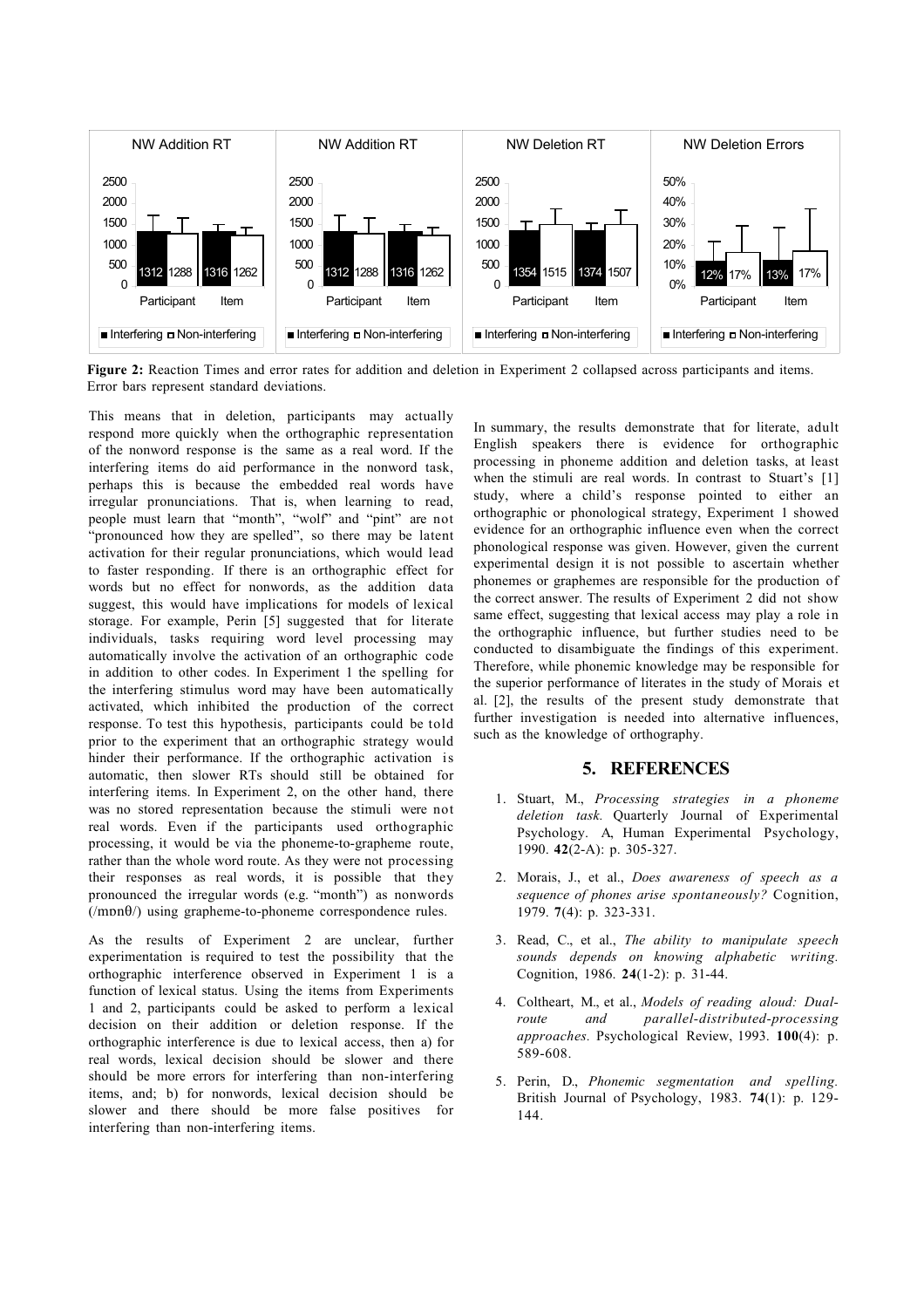NW Addition RT

2500
2000
1500
1000
500
0

1312 1288 1316 1262

Participant Item

■ Interfering □ Non-interfering

NW Addition RT

2500
2000
1500
1000
500
0

1312 1288 1316 1262

Participant Item

■ Interfering □ Non-interfering

NW Deletion RT

2500
2000
1500
1000
500
0

1354 1515 1374 1507

Participant Item

■ Interfering □ Non-interfering

NW Deletion Errors

50%
40%
30%
20%
10%
0%

12% 17% 13% 17%

Participant Item

■ Interfering □ Non-interfering

**Figure 2:** Reaction Times and error rates for addition and deletion in Experiment 2 collapsed across participants and items. Error bars represent standard deviations.

This means that in deletion, participants may actually respond more quickly when the orthographic representation of the nonword response is the same as a real word. If the interfering items do aid performance in the nonword task, perhaps this is because the embedded real words have irregular pronunciations. That is, when learning to read, people must learn that "month", "wolf" and "pint" are not "pronounced how they are spelled", so there may be latent activation for their regular pronunciations, which would lead to faster responding. If there is an orthographic effect for words but no effect for nonwords, as the addition data suggest, this would have implications for models of lexical storage. For example, Perin [5] suggested that for literate individuals, tasks requiring word level processing may automatically involve the activation of an orthographic code in addition to other codes. In Experiment 1 the spelling for the interfering stimulus word may have been automatically activated, which inhibited the production of the correct response. To test this hypothesis, participants could be told prior to the experiment that an orthographic strategy would hinder their performance. If the orthographic activation is automatic, then slower RTs should still be obtained for interfering items. In Experiment 2, on the other hand, there was no stored representation because the stimuli were not real words. Even if the participants used orthographic processing, it would be via the phoneme-to-grapheme route, rather than the whole word route. As they were not processing their responses as real words, it is possible that they pronounced the irregular words (e.g. "month") as nonwords (/mɒnθ/) using grapheme-to-phoneme correspondence rules.

As the results of Experiment 2 are unclear, further experimentation is required to test the possibility that the orthographic interference observed in Experiment 1 is a function of lexical status. Using the items from Experiments 1 and 2, participants could be asked to perform a lexical decision on their addition or deletion response. If the orthographic interference is due to lexical access, then a) for real words, lexical decision should be slower and there should be more errors for interfering than non-interfering items, and; b) for nonwords, lexical decision should be slower and there should be more false positives for interfering than non-interfering items.

In summary, the results demonstrate that for literate, adult English speakers there is evidence for orthographic processing in phoneme addition and deletion tasks, at least when the stimuli are real words. In contrast to Stuart's [1] study, where a child's response pointed to either an orthographic or phonological strategy, Experiment 1 showed evidence for an orthographic influence even when the correct phonological response was given. However, given the current experimental design it is not possible to ascertain whether phonemes or graphemes are responsible for the production of the correct answer. The results of Experiment 2 did not show same effect, suggesting that lexical access may play a role in the orthographic influence, but further studies need to be conducted to disambiguate the findings of this experiment. Therefore, while phonemic knowledge may be responsible for the superior performance of literates in the study of Morais et al. [2], the results of the present study demonstrate that further investigation is needed into alternative influences, such as the knowledge of orthography.

## 5. REFERENCES

1. Stuart, M., *Processing strategies in a phoneme deletion task.* Quarterly Journal of Experimental Psychology. A, Human Experimental Psychology, 1990. **42**(2-A): p. 305-327.
2. Morais, J., et al., *Does awareness of speech as a sequence of phones arise spontaneously?* Cognition, 1979. **7**(4): p. 323-331.
3. Read, C., et al., *The ability to manipulate speech sounds depends on knowing alphabetic writing.* Cognition, 1986. **24**(1-2): p. 31-44.
4. Coltheart, M., et al., *Models of reading aloud: Dual-route and parallel-distributed-processing approaches.* Psychological Review, 1993. **100**(4): p. 589-608.
5. Perin, D., *Phonemic segmentation and spelling.* British Journal of Psychology, 1983. **74**(1): p. 129-144.